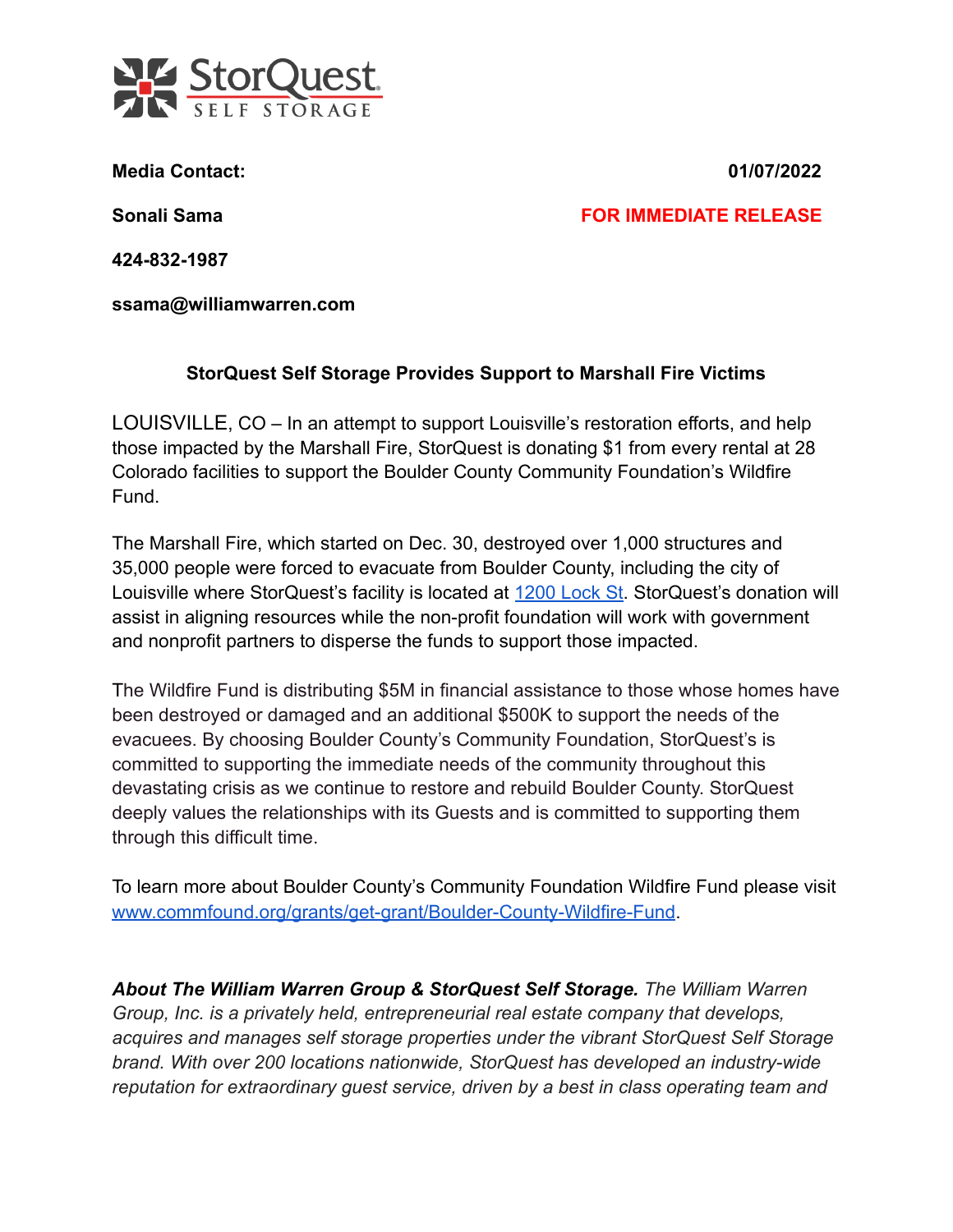StorQuest SELF STORAGE

**Media Contact:** **01/07/2022**

**Sonali Sama** **FOR IMMEDIATE RELEASE**

**424-832-1987**

**ssama@williamwarren.com**

## StorQuest Self Storage Provides Support to Marshall Fire Victims

LOUISVILLE, CO – In an attempt to support Louisville's restoration efforts, and help those impacted by the Marshall Fire, StorQuest is donating $1 from every rental at 28 Colorado facilities to support the Boulder County Community Foundation's Wildfire Fund.

The Marshall Fire, which started on Dec. 30, destroyed over 1,000 structures and 35,000 people were forced to evacuate from Boulder County, including the city of Louisville where StorQuest's facility is located at [1200 Lock St](). StorQuest's donation will assist in aligning resources while the non-profit foundation will work with government and nonprofit partners to disperse the funds to support those impacted.

The Wildfire Fund is distributing $5M in financial assistance to those whose homes have been destroyed or damaged and an additional $500K to support the needs of the evacuees. By choosing Boulder County's Community Foundation, StorQuest's is committed to supporting the immediate needs of the community throughout this devastating crisis as we continue to restore and rebuild Boulder County. StorQuest deeply values the relationships with its Guests and is committed to supporting them through this difficult time.

To learn more about Boulder County's Community Foundation Wildfire Fund please visit [www.commfound.org/grants/get-grant/Boulder-County-Wildfire-Fund]().

***About The William Warren Group & StorQuest Self Storage.*** *The William Warren Group, Inc. is a privately held, entrepreneurial real estate company that develops, acquires and manages self storage properties under the vibrant StorQuest Self Storage brand. With over 200 locations nationwide, StorQuest has developed an industry-wide reputation for extraordinary guest service, driven by a best in class operating team and*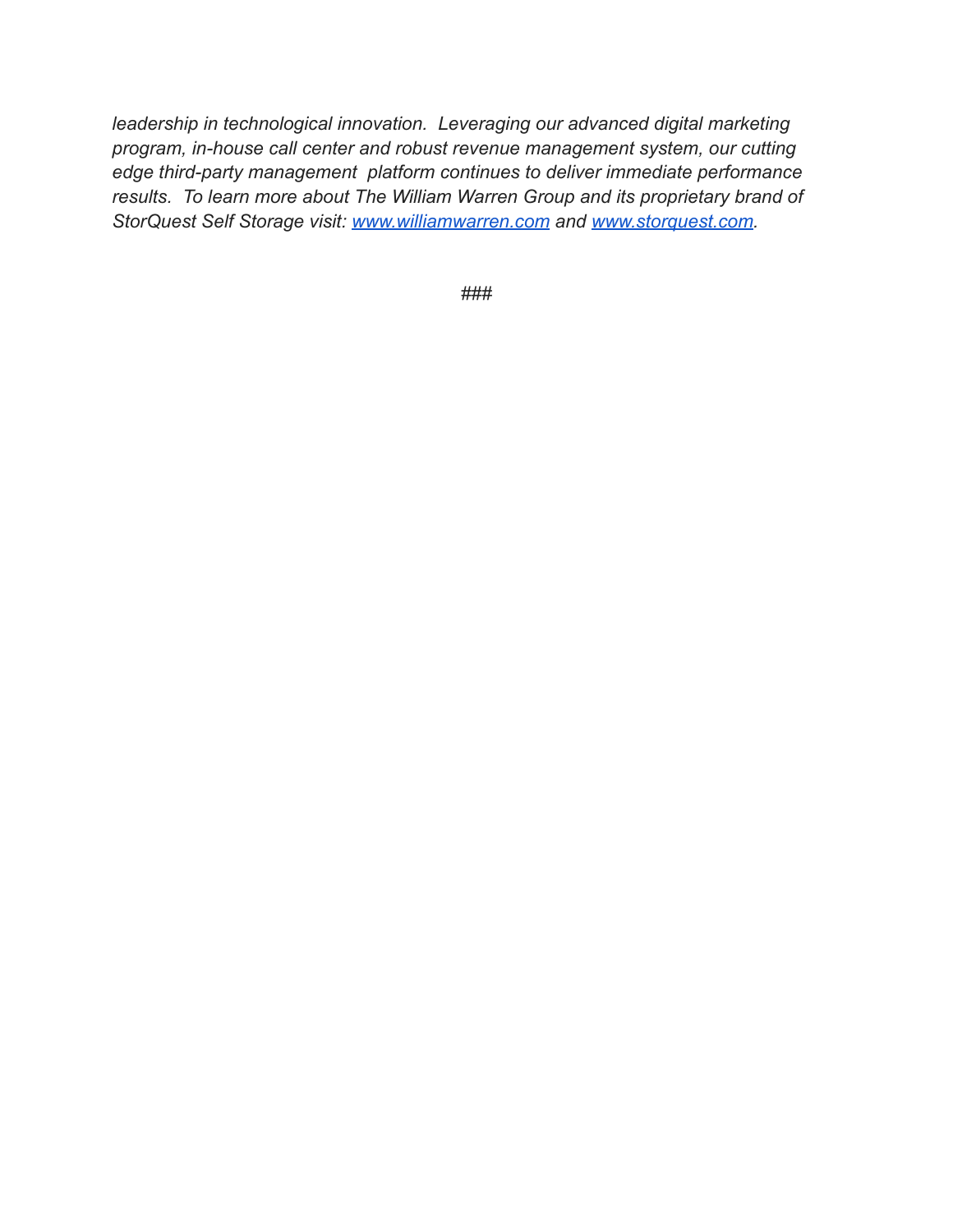*leadership in technological innovation. Leveraging our advanced digital marketing program, in-house call center and robust revenue management system, our cutting edge third-party management platform continues to deliver immediate performance results. To learn more about The William Warren Group and its proprietary brand of StorQuest Self Storage visit: [www.williamwarren.com](http://www.williamwarren.com) and [www.storquest.com](http://www.storquest.com).*

###